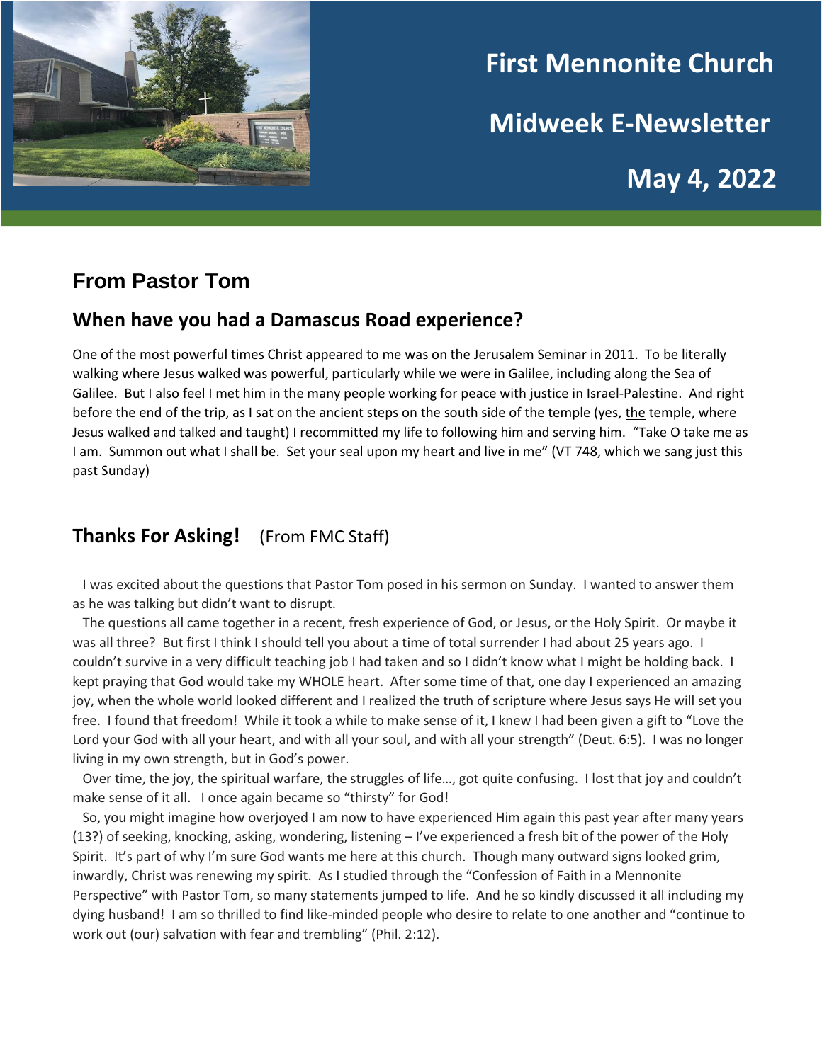# First Mennonite Church

# Midweek E-Newsletter

# May 4, 2022

## From Pastor Tom

### When have you had a Damascus Road experience?

One of the most powerful times Christ appeared to me was on the Jerusalem Seminar in 2011. To be literally walking where Jesus walked was powerful, particularly while we were in Galilee, including along the Sea of Galilee. But I also feel I met him in the many people working for peace with justice in Israel-Palestine. And right before the end of the trip, as I sat on the ancient steps on the south side of the temple (yes, the temple, where Jesus walked and talked and taught) I recommitted my life to following him and serving him. "Take O take me as I am. Summon out what I shall be. Set your seal upon my heart and live in me" (VT 748, which we sang just this past Sunday)

### Thanks For Asking! (From FMC Staff)

I was excited about the questions that Pastor Tom posed in his sermon on Sunday. I wanted to answer them as he was talking but didn't want to disrupt.

The questions all came together in a recent, fresh experience of God, or Jesus, or the Holy Spirit. Or maybe it was all three? But first I think I should tell you about a time of total surrender I had about 25 years ago. I couldn't survive in a very difficult teaching job I had taken and so I didn't know what I might be holding back. I kept praying that God would take my WHOLE heart. After some time of that, one day I experienced an amazing joy, when the whole world looked different and I realized the truth of scripture where Jesus says He will set you free. I found that freedom! While it took a while to make sense of it, I knew I had been given a gift to "Love the Lord your God with all your heart, and with all your soul, and with all your strength" (Deut. 6:5). I was no longer living in my own strength, but in God's power.

Over time, the joy, the spiritual warfare, the struggles of life…, got quite confusing. I lost that joy and couldn't make sense of it all. I once again became so "thirsty" for God!

So, you might imagine how overjoyed I am now to have experienced Him again this past year after many years (13?) of seeking, knocking, asking, wondering, listening – I've experienced a fresh bit of the power of the Holy Spirit. It's part of why I'm sure God wants me here at this church. Though many outward signs looked grim, inwardly, Christ was renewing my spirit. As I studied through the "Confession of Faith in a Mennonite Perspective" with Pastor Tom, so many statements jumped to life. And he so kindly discussed it all including my dying husband! I am so thrilled to find like-minded people who desire to relate to one another and "continue to work out (our) salvation with fear and trembling" (Phil. 2:12).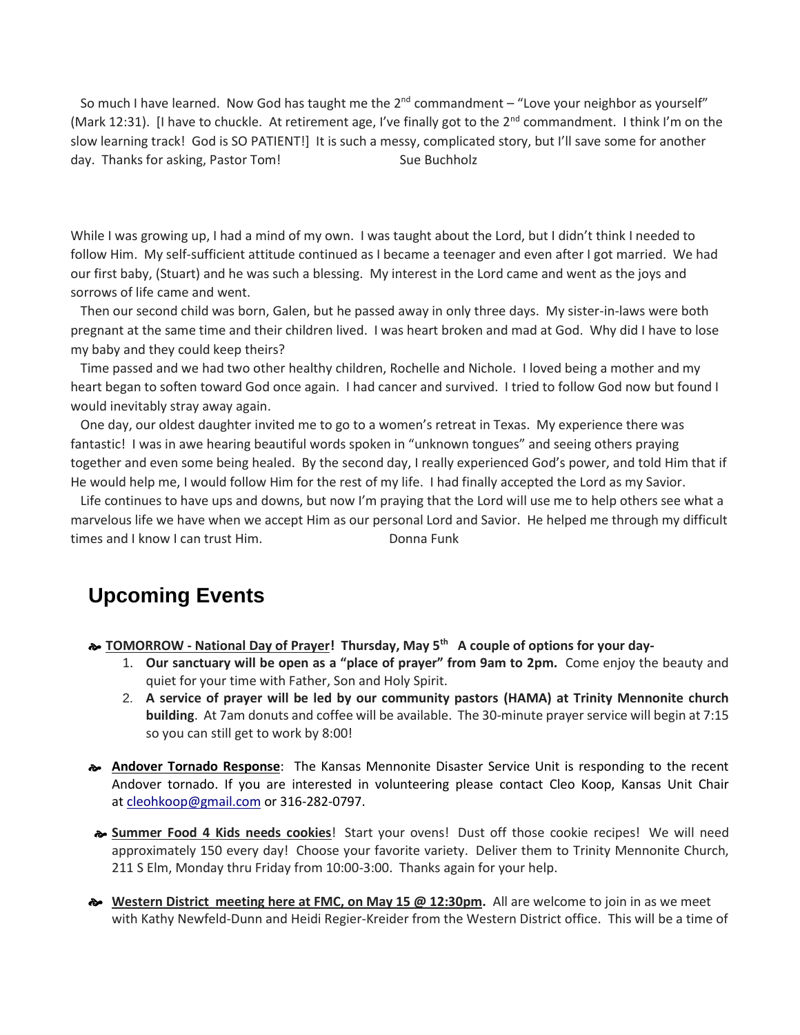So much I have learned. Now God has taught me the 2nd commandment – "Love your neighbor as yourself" (Mark 12:31). [I have to chuckle. At retirement age, I've finally got to the 2nd commandment. I think I'm on the slow learning track! God is SO PATIENT!] It is such a messy, complicated story, but I'll save some for another day. Thanks for asking, Pastor Tom! Sue Buchholz

While I was growing up, I had a mind of my own. I was taught about the Lord, but I didn't think I needed to follow Him. My self-sufficient attitude continued as I became a teenager and even after I got married. We had our first baby, (Stuart) and he was such a blessing. My interest in the Lord came and went as the joys and sorrows of life came and went.

Then our second child was born, Galen, but he passed away in only three days. My sister-in-laws were both pregnant at the same time and their children lived. I was heart broken and mad at God. Why did I have to lose my baby and they could keep theirs?

Time passed and we had two other healthy children, Rochelle and Nichole. I loved being a mother and my heart began to soften toward God once again. I had cancer and survived. I tried to follow God now but found I would inevitably stray away again.

One day, our oldest daughter invited me to go to a women's retreat in Texas. My experience there was fantastic! I was in awe hearing beautiful words spoken in "unknown tongues" and seeing others praying together and even some being healed. By the second day, I really experienced God's power, and told Him that if He would help me, I would follow Him for the rest of my life. I had finally accepted the Lord as my Savior.

Life continues to have ups and downs, but now I'm praying that the Lord will use me to help others see what a marvelous life we have when we accept Him as our personal Lord and Savior. He helped me through my difficult times and I know I can trust Him. Donna Funk

# Upcoming Events

- **TOMORROW - National Day of Prayer! Thursday, May 5th A couple of options for your day-**
  1. **Our sanctuary will be open as a "place of prayer" from 9am to 2pm.** Come enjoy the beauty and quiet for your time with Father, Son and Holy Spirit.
  2. **A service of prayer will be led by our community pastors (HAMA) at Trinity Mennonite church building**. At 7am donuts and coffee will be available. The 30-minute prayer service will begin at 7:15 so you can still get to work by 8:00!

- **Andover Tornado Response**: The Kansas Mennonite Disaster Service Unit is responding to the recent Andover tornado. If you are interested in volunteering please contact Cleo Koop, Kansas Unit Chair at cleohkoop@gmail.com or 316-282-0797.

- **Summer Food 4 Kids needs cookies**! Start your ovens! Dust off those cookie recipes! We will need approximately 150 every day! Choose your favorite variety. Deliver them to Trinity Mennonite Church, 211 S Elm, Monday thru Friday from 10:00-3:00. Thanks again for your help.

- **Western District meeting here at FMC, on May 15 @ 12:30pm.** All are welcome to join in as we meet with Kathy Newfeld-Dunn and Heidi Regier-Kreider from the Western District office. This will be a time of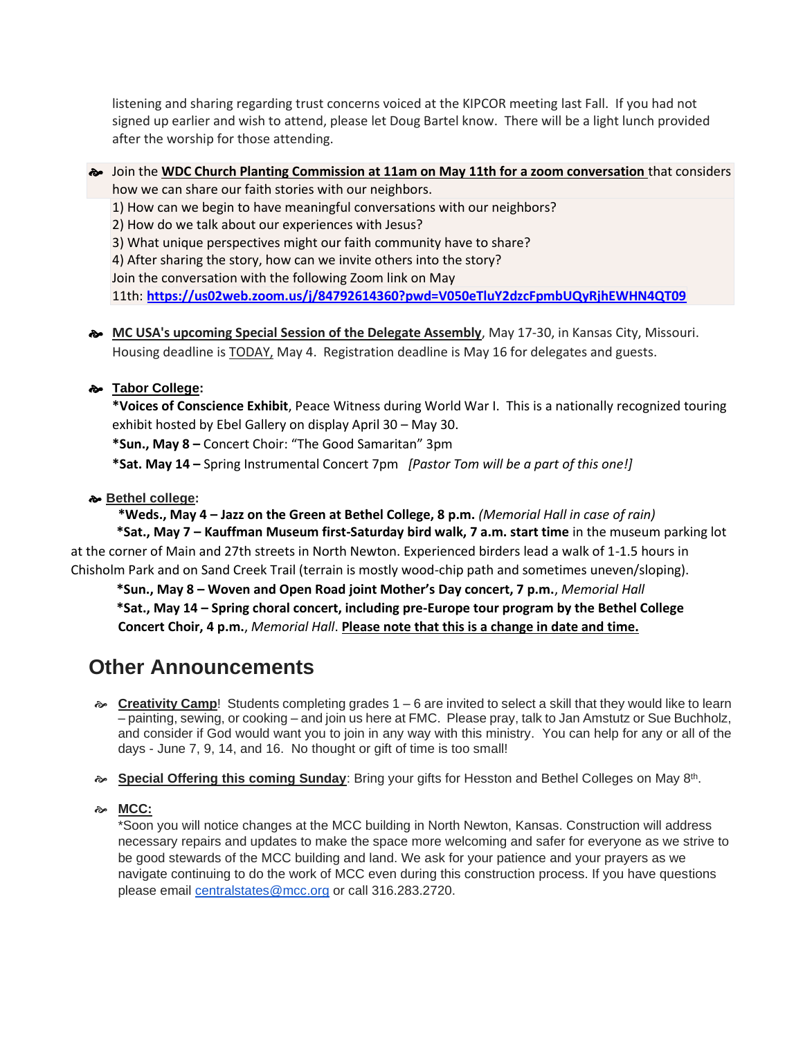listening and sharing regarding trust concerns voiced at the KIPCOR meeting last Fall. If you had not signed up earlier and wish to attend, please let Doug Bartel know. There will be a light lunch provided after the worship for those attending.

- Join the **WDC Church Planting Commission at 11am on May 11th for a zoom conversation** that considers how we can share our faith stories with our neighbors.
  1) How can we begin to have meaningful conversations with our neighbors?
  2) How do we talk about our experiences with Jesus?
  3) What unique perspectives might our faith community have to share?
  4) After sharing the story, how can we invite others into the story?
  
  Join the conversation with the following Zoom link on May 11th: **https://us02web.zoom.us/j/84792614360?pwd=V050eTluY2dzcFpmbUQyRjhEWHN4QT09**

- **MC USA's upcoming Special Session of the Delegate Assembly**, May 17-30, in Kansas City, Missouri. Housing deadline is TODAY, May 4. Registration deadline is May 16 for delegates and guests.

- **Tabor College:**
  
  ***Voices of Conscience Exhibit**, Peace Witness during World War I. This is a nationally recognized touring exhibit hosted by Ebel Gallery on display April 30 – May 30.
  
  ***Sun., May 8 –** Concert Choir: "The Good Samaritan" 3pm
  
  ***Sat. May 14 –** Spring Instrumental Concert 7pm *[Pastor Tom will be a part of this one!]*

- **Bethel college:**
  
  ***Weds., May 4 – Jazz on the Green at Bethel College, 8 p.m.** *(Memorial Hall in case of rain)*
  
  ***Sat., May 7 – Kauffman Museum first-Saturday bird walk, 7 a.m. start time** in the museum parking lot at the corner of Main and 27th streets in North Newton. Experienced birders lead a walk of 1-1.5 hours in Chisholm Park and on Sand Creek Trail (terrain is mostly wood-chip path and sometimes uneven/sloping).
  
  ***Sun., May 8 – Woven and Open Road joint Mother's Day concert, 7 p.m.**, *Memorial Hall*
  
  ***Sat., May 14 – Spring choral concert, including pre-Europe tour program by the Bethel College Concert Choir, 4 p.m.**, *Memorial Hall*. **Please note that this is a change in date and time.**

## Other Announcements

- **Creativity Camp**! Students completing grades 1 – 6 are invited to select a skill that they would like to learn – painting, sewing, or cooking – and join us here at FMC. Please pray, talk to Jan Amstutz or Sue Buchholz, and consider if God would want you to join in any way with this ministry. You can help for any or all of the days - June 7, 9, 14, and 16. No thought or gift of time is too small!

- **Special Offering this coming Sunday**: Bring your gifts for Hesston and Bethel Colleges on May 8th.

- **MCC:**
  
  *Soon you will notice changes at the MCC building in North Newton, Kansas. Construction will address necessary repairs and updates to make the space more welcoming and safer for everyone as we strive to be good stewards of the MCC building and land. We ask for your patience and your prayers as we navigate continuing to do the work of MCC even during this construction process. If you have questions please email centralstates@mcc.org or call 316.283.2720.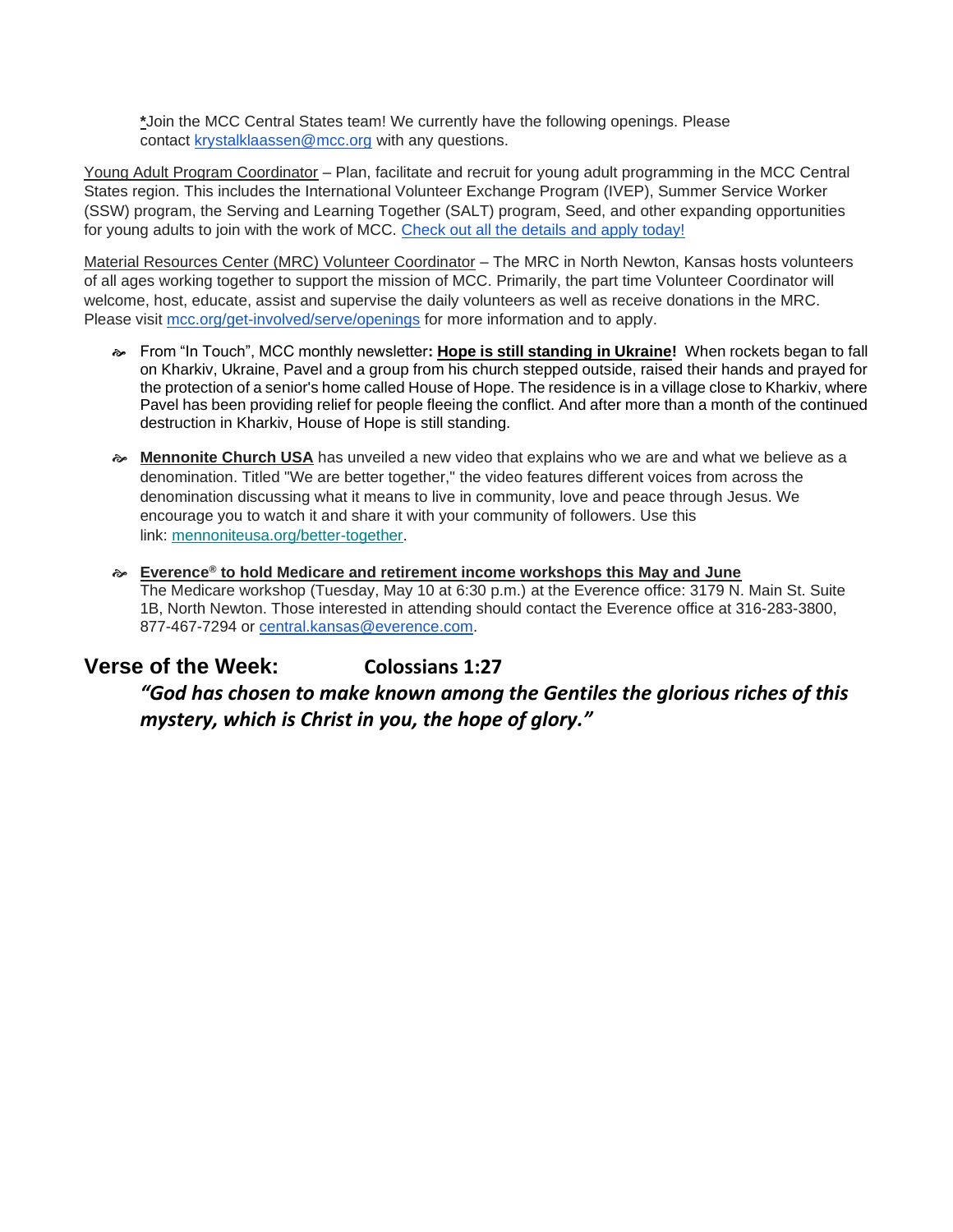*Join the MCC Central States team! We currently have the following openings. Please contact krystalklaassen@mcc.org with any questions.

Young Adult Program Coordinator – Plan, facilitate and recruit for young adult programming in the MCC Central States region. This includes the International Volunteer Exchange Program (IVEP), Summer Service Worker (SSW) program, the Serving and Learning Together (SALT) program, Seed, and other expanding opportunities for young adults to join with the work of MCC. Check out all the details and apply today!

Material Resources Center (MRC) Volunteer Coordinator – The MRC in North Newton, Kansas hosts volunteers of all ages working together to support the mission of MCC. Primarily, the part time Volunteer Coordinator will welcome, host, educate, assist and supervise the daily volunteers as well as receive donations in the MRC. Please visit mcc.org/get-involved/serve/openings for more information and to apply.

- From "In Touch", MCC monthly newsletter**: Hope is still standing in Ukraine!** When rockets began to fall on Kharkiv, Ukraine, Pavel and a group from his church stepped outside, raised their hands and prayed for the protection of a senior's home called House of Hope. The residence is in a village close to Kharkiv, where Pavel has been providing relief for people fleeing the conflict. And after more than a month of the continued destruction in Kharkiv, House of Hope is still standing.

- **Mennonite Church USA** has unveiled a new video that explains who we are and what we believe as a denomination. Titled "We are better together," the video features different voices from across the denomination discussing what it means to live in community, love and peace through Jesus. We encourage you to watch it and share it with your community of followers. Use this link: mennoniteusa.org/better-together.

- **Everence® to hold Medicare and retirement income workshops this May and June**
The Medicare workshop (Tuesday, May 10 at 6:30 p.m.) at the Everence office: 3179 N. Main St. Suite 1B, North Newton. Those interested in attending should contact the Everence office at 316-283-3800, 877-467-7294 or central.kansas@everence.com.

## Verse of the Week: Colossians 1:27

***"God has chosen to make known among the Gentiles the glorious riches of this mystery, which is Christ in you, the hope of glory."***